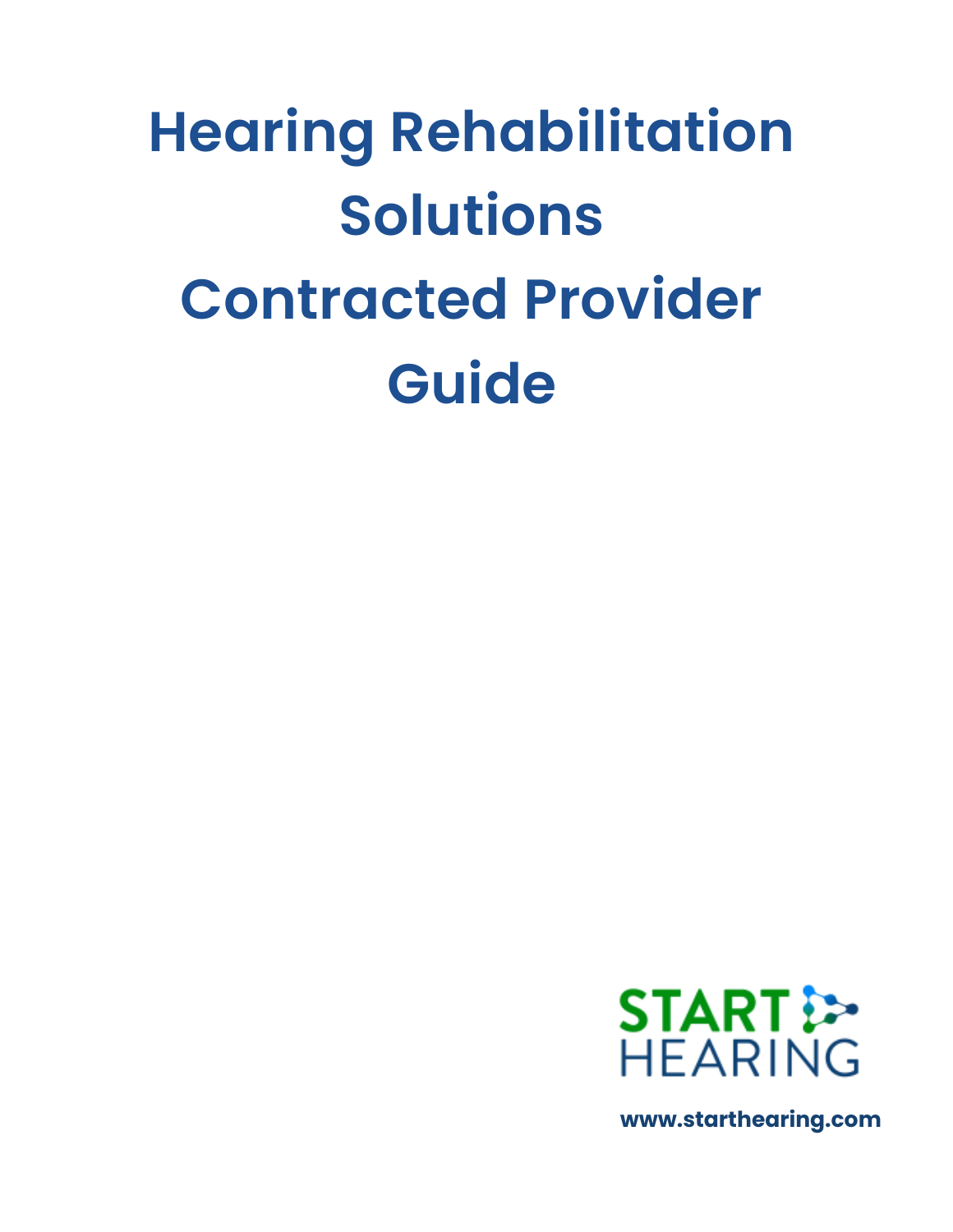# Hearing Rehabilitation Solutions Contracted Provider Guide

START HEARING

www.starthearing.com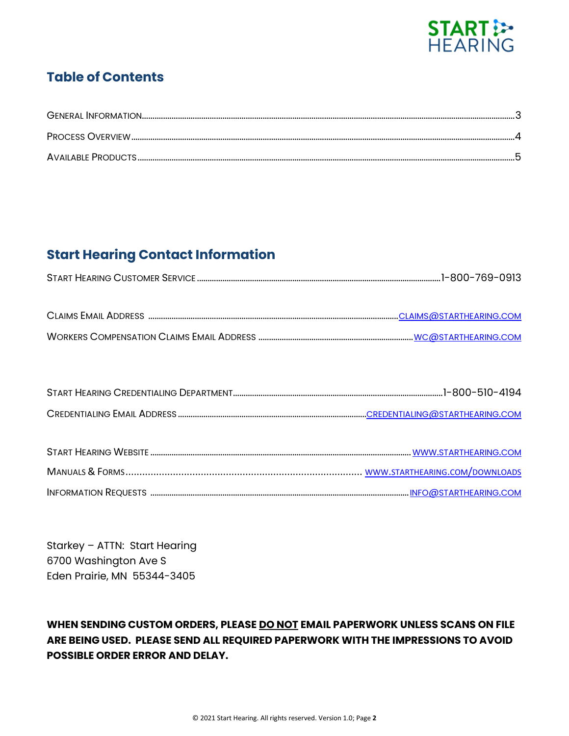## Table of Contents

| | |
|---|---|
| General Information | 3 |
| Process Overview | 4 |
| Available Products | 5 |

## Start Hearing Contact Information

| | |
|---|---|
| Start Hearing Customer Service | 1-800-769-0913 |
| Claims Email Address | CLAIMS@STARTHEARING.COM |
| Workers Compensation Claims Email Address | WC@STARTHEARING.COM |
| Start Hearing Credentialing Department | 1-800-510-4194 |
| Credentialing Email Address | CREDENTIALING@STARTHEARING.COM |
| Start Hearing Website | WWW.STARTHEARING.COM |
| Manuals & Forms | WWW.STARTHEARING.COM/DOWNLOADS |
| Information Requests | INFO@STARTHEARING.COM |

Starkey – ATTN: Start Hearing
6700 Washington Ave S
Eden Prairie, MN 55344-3405

**WHEN SENDING CUSTOM ORDERS, PLEASE DO NOT EMAIL PAPERWORK UNLESS SCANS ON FILE ARE BEING USED. PLEASE SEND ALL REQUIRED PAPERWORK WITH THE IMPRESSIONS TO AVOID POSSIBLE ORDER ERROR AND DELAY.**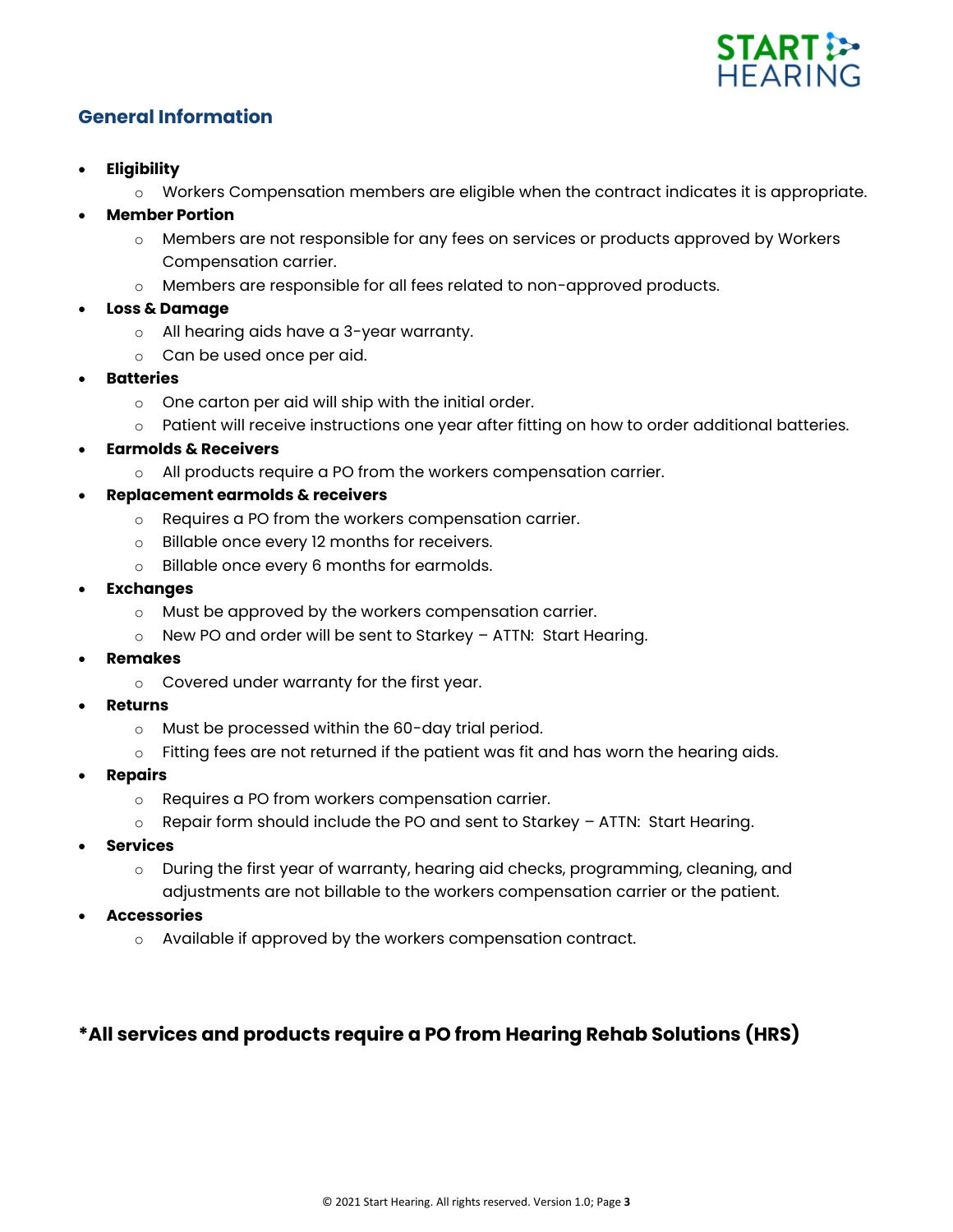## General Information

- **Eligibility**
  - Workers Compensation members are eligible when the contract indicates it is appropriate.
- **Member Portion**
  - Members are not responsible for any fees on services or products approved by Workers Compensation carrier.
  - Members are responsible for all fees related to non-approved products.
- **Loss & Damage**
  - All hearing aids have a 3-year warranty.
  - Can be used once per aid.
- **Batteries**
  - One carton per aid will ship with the initial order.
  - Patient will receive instructions one year after fitting on how to order additional batteries.
- **Earmolds & Receivers**
  - All products require a PO from the workers compensation carrier.
- **Replacement earmolds & receivers**
  - Requires a PO from the workers compensation carrier.
  - Billable once every 12 months for receivers.
  - Billable once every 6 months for earmolds.
- **Exchanges**
  - Must be approved by the workers compensation carrier.
  - New PO and order will be sent to Starkey – ATTN: Start Hearing.
- **Remakes**
  - Covered under warranty for the first year.
- **Returns**
  - Must be processed within the 60-day trial period.
  - Fitting fees are not returned if the patient was fit and has worn the hearing aids.
- **Repairs**
  - Requires a PO from workers compensation carrier.
  - Repair form should include the PO and sent to Starkey – ATTN: Start Hearing.
- **Services**
  - During the first year of warranty, hearing aid checks, programming, cleaning, and adjustments are not billable to the workers compensation carrier or the patient.
- **Accessories**
  - Available if approved by the workers compensation contract.

### *All services and products require a PO from Hearing Rehab Solutions (HRS)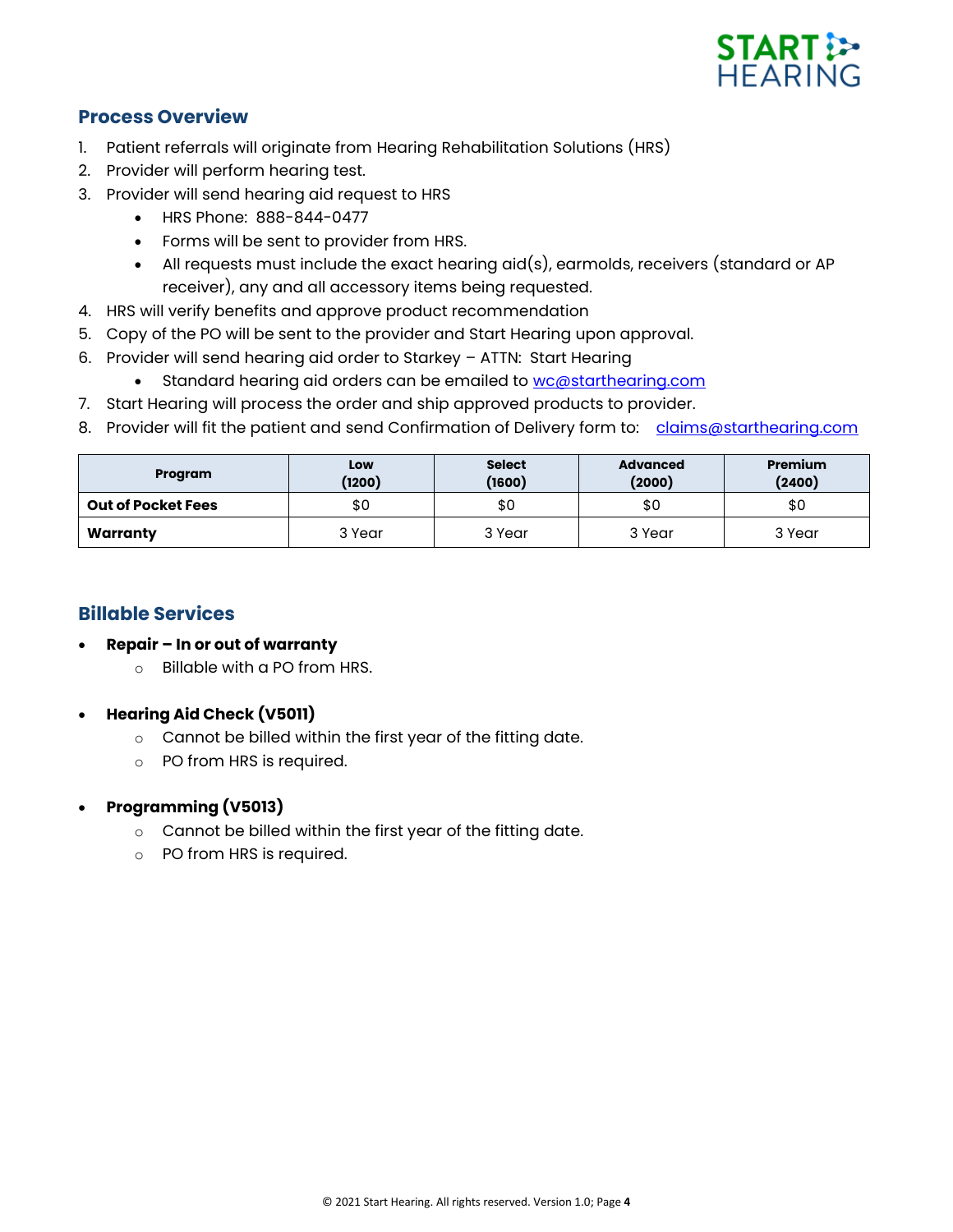## Process Overview

1. Patient referrals will originate from Hearing Rehabilitation Solutions (HRS)
2. Provider will perform hearing test.
3. Provider will send hearing aid request to HRS
   - HRS Phone: 888-844-0477
   - Forms will be sent to provider from HRS.
   - All requests must include the exact hearing aid(s), earmolds, receivers (standard or AP receiver), any and all accessory items being requested.
4. HRS will verify benefits and approve product recommendation
5. Copy of the PO will be sent to the provider and Start Hearing upon approval.
6. Provider will send hearing aid order to Starkey – ATTN: Start Hearing
   - Standard hearing aid orders can be emailed to wc@starthearing.com
7. Start Hearing will process the order and ship approved products to provider.
8. Provider will fit the patient and send Confirmation of Delivery form to: claims@starthearing.com

| Program | Low (1200) | Select (1600) | Advanced (2000) | Premium (2400) |
|---|---|---|---|---|
| **Out of Pocket Fees** | $0 | $0 | $0 | $0 |
| **Warranty** | 3 Year | 3 Year | 3 Year | 3 Year |

## Billable Services

- **Repair – In or out of warranty**
  - Billable with a PO from HRS.

- **Hearing Aid Check (V5011)**
  - Cannot be billed within the first year of the fitting date.
  - PO from HRS is required.

- **Programming (V5013)**
  - Cannot be billed within the first year of the fitting date.
  - PO from HRS is required.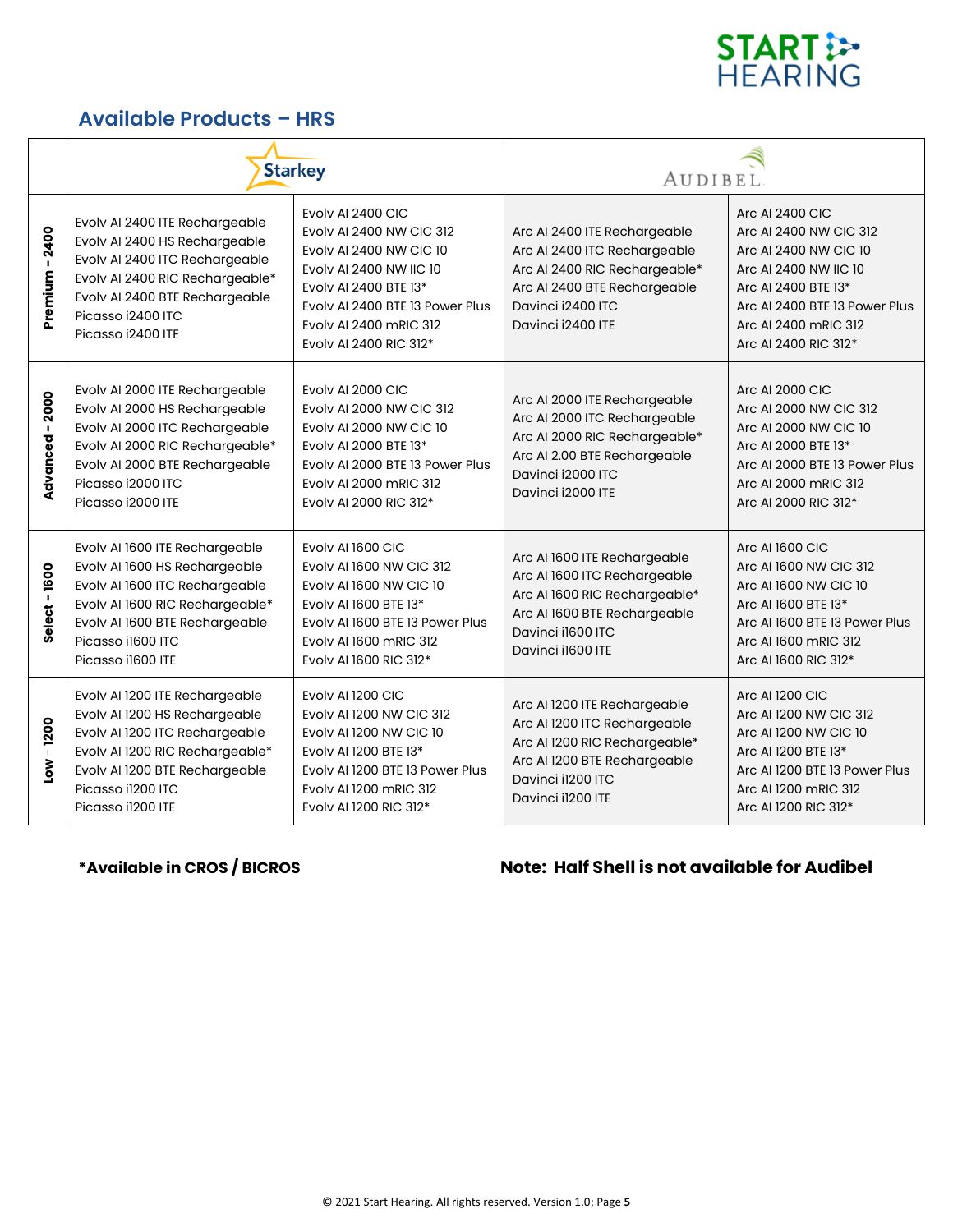## Available Products – HRS

| | Starkey | | Audibel | |
|---|---|---|---|---|
| **Premium - 2400** | Evolv AI 2400 ITE Rechargeable<br>Evolv AI 2400 HS Rechargeable<br>Evolv AI 2400 ITC Rechargeable<br>Evolv AI 2400 RIC Rechargeable*<br>Evolv AI 2400 BTE Rechargeable<br>Picasso i2400 ITC<br>Picasso i2400 ITE | Evolv AI 2400 CIC<br>Evolv AI 2400 NW CIC 312<br>Evolv AI 2400 NW CIC 10<br>Evolv AI 2400 NW IIC 10<br>Evolv AI 2400 BTE 13*<br>Evolv AI 2400 BTE 13 Power Plus<br>Evolv AI 2400 mRIC 312<br>Evolv AI 2400 RIC 312* | Arc AI 2400 ITE Rechargeable<br>Arc AI 2400 ITC Rechargeable<br>Arc AI 2400 RIC Rechargeable*<br>Arc AI 2400 BTE Rechargeable<br>Davinci i2400 ITC<br>Davinci i2400 ITE | Arc AI 2400 CIC<br>Arc AI 2400 NW CIC 312<br>Arc AI 2400 NW CIC 10<br>Arc AI 2400 NW IIC 10<br>Arc AI 2400 BTE 13*<br>Arc AI 2400 BTE 13 Power Plus<br>Arc AI 2400 mRIC 312<br>Arc AI 2400 RIC 312* |
| **Advanced - 2000** | Evolv AI 2000 ITE Rechargeable<br>Evolv AI 2000 HS Rechargeable<br>Evolv AI 2000 ITC Rechargeable<br>Evolv AI 2000 RIC Rechargeable*<br>Evolv AI 2000 BTE Rechargeable<br>Picasso i2000 ITC<br>Picasso i2000 ITE | Evolv AI 2000 CIC<br>Evolv AI 2000 NW CIC 312<br>Evolv AI 2000 NW CIC 10<br>Evolv AI 2000 BTE 13*<br>Evolv AI 2000 BTE 13 Power Plus<br>Evolv AI 2000 mRIC 312<br>Evolv AI 2000 RIC 312* | Arc AI 2000 ITE Rechargeable<br>Arc AI 2000 ITC Rechargeable<br>Arc AI 2000 RIC Rechargeable*<br>Arc AI 2.00 BTE Rechargeable<br>Davinci i2000 ITC<br>Davinci i2000 ITE | Arc AI 2000 CIC<br>Arc AI 2000 NW CIC 312<br>Arc AI 2000 NW CIC 10<br>Arc AI 2000 BTE 13*<br>Arc AI 2000 BTE 13 Power Plus<br>Arc AI 2000 mRIC 312<br>Arc AI 2000 RIC 312* |
| **Select - 1600** | Evolv AI 1600 ITE Rechargeable<br>Evolv AI 1600 HS Rechargeable<br>Evolv AI 1600 ITC Rechargeable<br>Evolv AI 1600 RIC Rechargeable*<br>Evolv AI 1600 BTE Rechargeable<br>Picasso i1600 ITC<br>Picasso i1600 ITE | Evolv AI 1600 CIC<br>Evolv AI 1600 NW CIC 312<br>Evolv AI 1600 NW CIC 10<br>Evolv AI 1600 BTE 13*<br>Evolv AI 1600 BTE 13 Power Plus<br>Evolv AI 1600 mRIC 312<br>Evolv AI 1600 RIC 312* | Arc AI 1600 ITE Rechargeable<br>Arc AI 1600 ITC Rechargeable<br>Arc AI 1600 RIC Rechargeable*<br>Arc AI 1600 BTE Rechargeable<br>Davinci i1600 ITC<br>Davinci i1600 ITE | Arc AI 1600 CIC<br>Arc AI 1600 NW CIC 312<br>Arc AI 1600 NW CIC 10<br>Arc AI 1600 BTE 13*<br>Arc AI 1600 BTE 13 Power Plus<br>Arc AI 1600 mRIC 312<br>Arc AI 1600 RIC 312* |
| **Low - 1200** | Evolv AI 1200 ITE Rechargeable<br>Evolv AI 1200 HS Rechargeable<br>Evolv AI 1200 ITC Rechargeable<br>Evolv AI 1200 RIC Rechargeable*<br>Evolv AI 1200 BTE Rechargeable<br>Picasso i1200 ITC<br>Picasso i1200 ITE | Evolv AI 1200 CIC<br>Evolv AI 1200 NW CIC 312<br>Evolv AI 1200 NW CIC 10<br>Evolv AI 1200 BTE 13*<br>Evolv AI 1200 BTE 13 Power Plus<br>Evolv AI 1200 mRIC 312<br>Evolv AI 1200 RIC 312* | Arc AI 1200 ITE Rechargeable<br>Arc AI 1200 ITC Rechargeable<br>Arc AI 1200 RIC Rechargeable*<br>Arc AI 1200 BTE Rechargeable<br>Davinci i1200 ITC<br>Davinci i1200 ITE | Arc AI 1200 CIC<br>Arc AI 1200 NW CIC 312<br>Arc AI 1200 NW CIC 10<br>Arc AI 1200 BTE 13*<br>Arc AI 1200 BTE 13 Power Plus<br>Arc AI 1200 mRIC 312<br>Arc AI 1200 RIC 312* |

**\*Available in CROS / BICROS**

**Note: Half Shell is not available for Audibel**

© 2021 Start Hearing. All rights reserved. Version 1.0